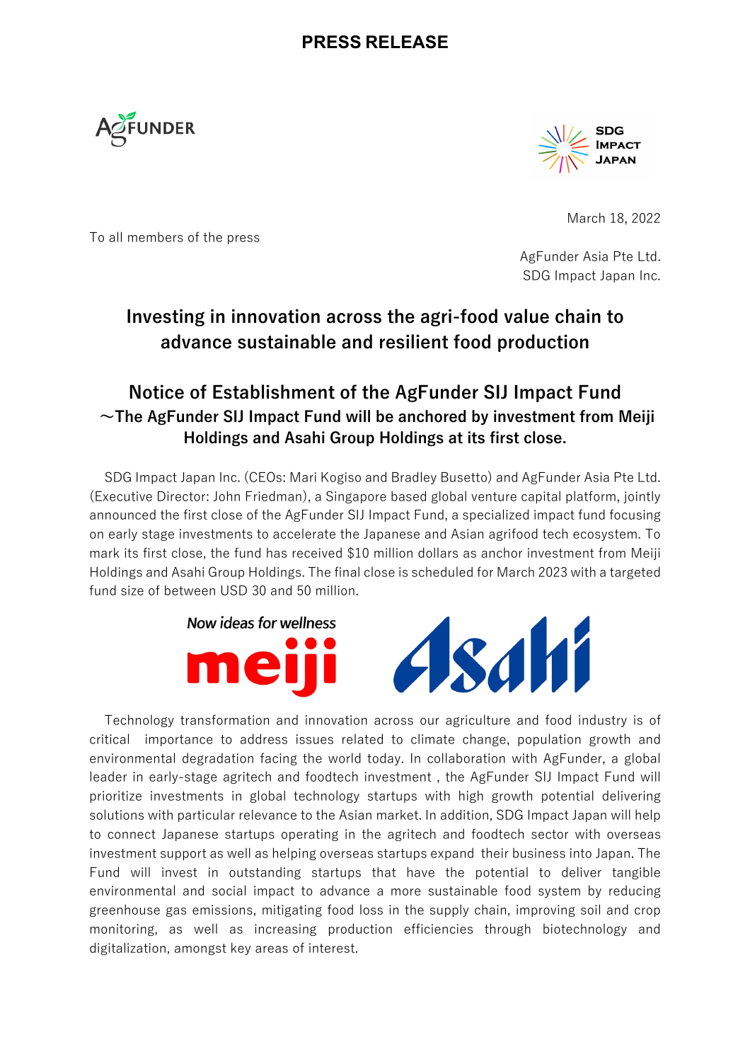**PRESS RELEASE**

March 18, 2022

To all members of the press

AgFunder Asia Pte Ltd.
SDG Impact Japan Inc.

## Investing in innovation across the agri-food value chain to advance sustainable and resilient food production

## Notice of Establishment of the AgFunder SIJ Impact Fund

### ～The AgFunder SIJ Impact Fund will be anchored by investment from Meiji Holdings and Asahi Group Holdings at its first close.

SDG Impact Japan Inc. (CEOs: Mari Kogiso and Bradley Busetto) and AgFunder Asia Pte Ltd. (Executive Director: John Friedman), a Singapore based global venture capital platform, jointly announced the first close of the AgFunder SIJ Impact Fund, a specialized impact fund focusing on early stage investments to accelerate the Japanese and Asian agrifood tech ecosystem. To mark its first close, the fund has received $10 million dollars as anchor investment from Meiji Holdings and Asahi Group Holdings. The final close is scheduled for March 2023 with a targeted fund size of between USD 30 and 50 million.

Technology transformation and innovation across our agriculture and food industry is of critical importance to address issues related to climate change, population growth and environmental degradation facing the world today. In collaboration with AgFunder, a global leader in early-stage agritech and foodtech investment , the AgFunder SIJ Impact Fund will prioritize investments in global technology startups with high growth potential delivering solutions with particular relevance to the Asian market. In addition, SDG Impact Japan will help to connect Japanese startups operating in the agritech and foodtech sector with overseas investment support as well as helping overseas startups expand their business into Japan. The Fund will invest in outstanding startups that have the potential to deliver tangible environmental and social impact to advance a more sustainable food system by reducing greenhouse gas emissions, mitigating food loss in the supply chain, improving soil and crop monitoring, as well as increasing production efficiencies through biotechnology and digitalization, amongst key areas of interest.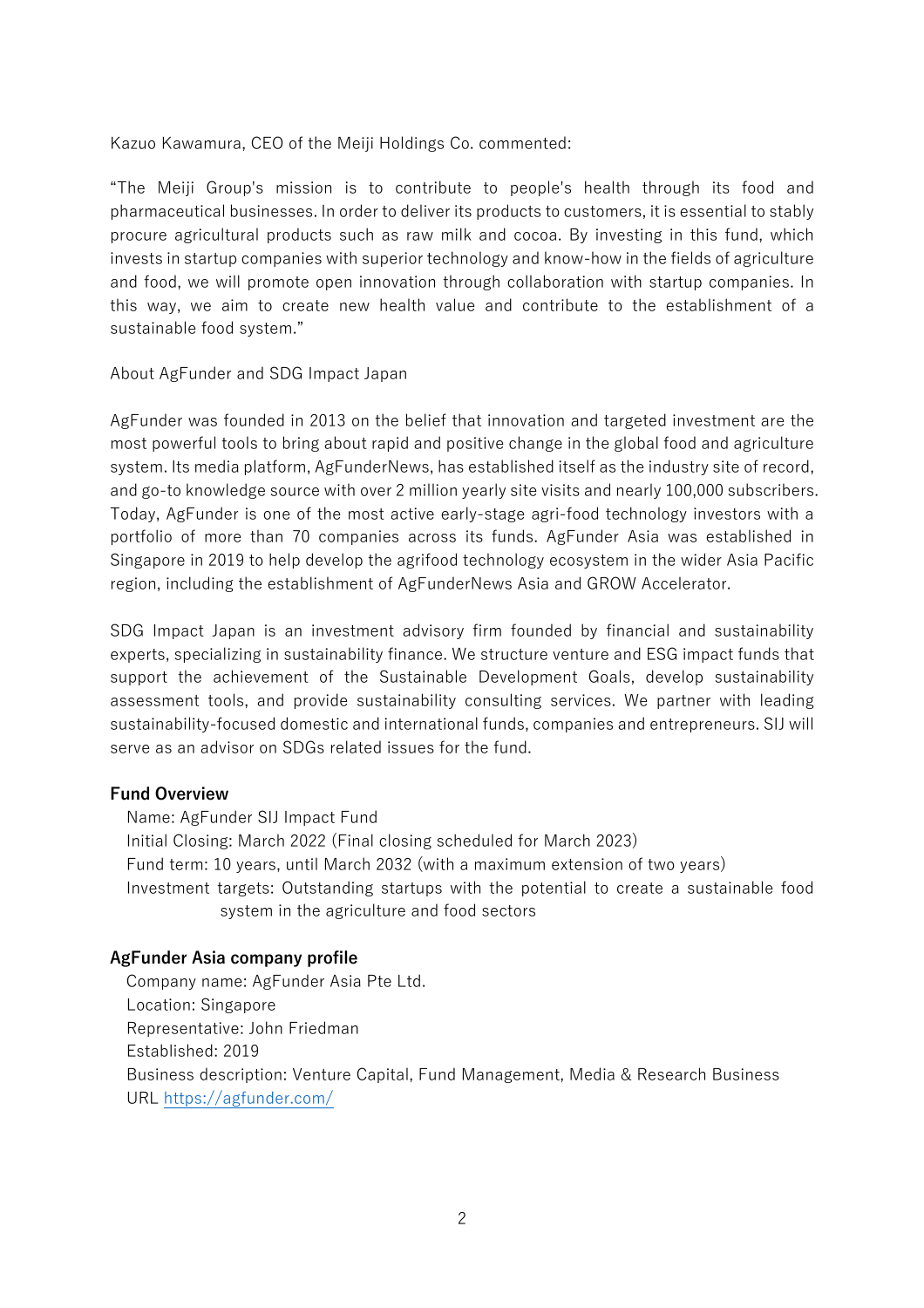Kazuo Kawamura, CEO of the Meiji Holdings Co. commented:

"The Meiji Group's mission is to contribute to people's health through its food and pharmaceutical businesses. In order to deliver its products to customers, it is essential to stably procure agricultural products such as raw milk and cocoa. By investing in this fund, which invests in startup companies with superior technology and know-how in the fields of agriculture and food, we will promote open innovation through collaboration with startup companies. In this way, we aim to create new health value and contribute to the establishment of a sustainable food system."

About AgFunder and SDG Impact Japan

AgFunder was founded in 2013 on the belief that innovation and targeted investment are the most powerful tools to bring about rapid and positive change in the global food and agriculture system. Its media platform, AgFunderNews, has established itself as the industry site of record, and go-to knowledge source with over 2 million yearly site visits and nearly 100,000 subscribers. Today, AgFunder is one of the most active early-stage agri-food technology investors with a portfolio of more than 70 companies across its funds. AgFunder Asia was established in Singapore in 2019 to help develop the agrifood technology ecosystem in the wider Asia Pacific region, including the establishment of AgFunderNews Asia and GROW Accelerator.

SDG Impact Japan is an investment advisory firm founded by financial and sustainability experts, specializing in sustainability finance. We structure venture and ESG impact funds that support the achievement of the Sustainable Development Goals, develop sustainability assessment tools, and provide sustainability consulting services. We partner with leading sustainability-focused domestic and international funds, companies and entrepreneurs. SIJ will serve as an advisor on SDGs related issues for the fund.

**Fund Overview**

Name: AgFunder SIJ Impact Fund
Initial Closing: March 2022 (Final closing scheduled for March 2023)
Fund term: 10 years, until March 2032 (with a maximum extension of two years)
Investment targets: Outstanding startups with the potential to create a sustainable food system in the agriculture and food sectors

**AgFunder Asia company profile**

Company name: AgFunder Asia Pte Ltd.
Location: Singapore
Representative: John Friedman
Established: 2019
Business description: Venture Capital, Fund Management, Media & Research Business
URL https://agfunder.com/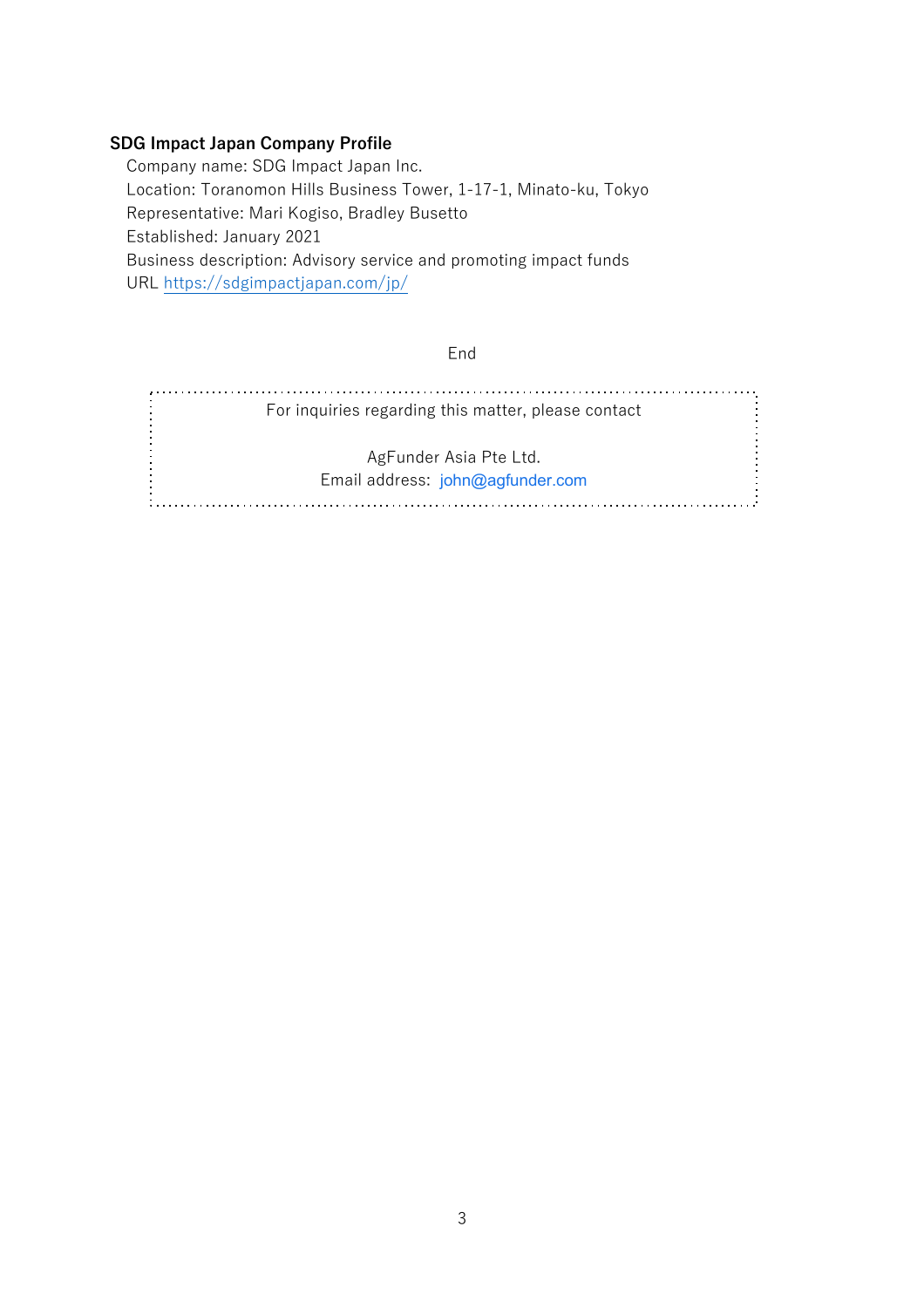**SDG Impact Japan Company Profile**

Company name: SDG Impact Japan Inc.
Location: Toranomon Hills Business Tower, 1-17-1, Minato-ku, Tokyo
Representative: Mari Kogiso, Bradley Busetto
Established: January 2021
Business description: Advisory service and promoting impact funds
URL https://sdgimpactjapan.com/jp/

End

For inquiries regarding this matter, please contact

AgFunder Asia Pte Ltd.
Email address: john@agfunder.com